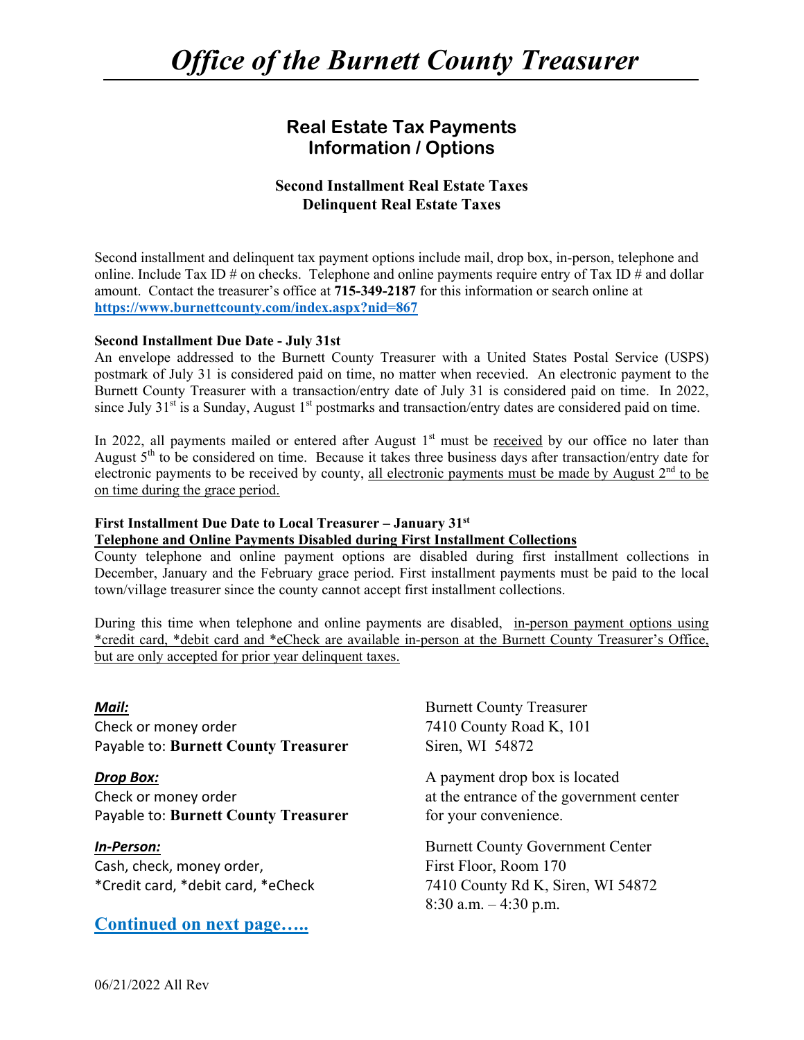# *Office of the Burnett County Treasurer*

## Real Estate Tax Payments Information / Options

### Second Installment Real Estate Taxes Delinquent Real Estate Taxes

Second installment and delinquent tax payment options include mail, drop box, in-person, telephone and online. Include Tax ID # on checks. Telephone and online payments require entry of Tax ID # and dollar amount. Contact the treasurer's office at **715-349-2187** for this information or search online at **https://www.burnettcounty.com/index.aspx?nid=867**

**Second Installment Due Date - July 31st**

An envelope addressed to the Burnett County Treasurer with a United States Postal Service (USPS) postmark of July 31 is considered paid on time, no matter when recevied. An electronic payment to the Burnett County Treasurer with a transaction/entry date of July 31 is considered paid on time. In 2022, since July 31st is a Sunday, August 1st postmarks and transaction/entry dates are considered paid on time.

In 2022, all payments mailed or entered after August 1st must be received by our office no later than August 5th to be considered on time. Because it takes three business days after transaction/entry date for electronic payments to be received by county, all electronic payments must be made by August 2nd to be on time during the grace period.

**First Installment Due Date to Local Treasurer – January 31st**
**Telephone and Online Payments Disabled during First Installment Collections**

County telephone and online payment options are disabled during first installment collections in December, January and the February grace period. First installment payments must be paid to the local town/village treasurer since the county cannot accept first installment collections.

During this time when telephone and online payments are disabled, in-person payment options using *credit card, *debit card and *eCheck are available in-person at the Burnett County Treasurer's Office, but are only accepted for prior year delinquent taxes.

***Mail:***
Check or money order
Payable to: **Burnett County Treasurer**

Burnett County Treasurer
7410 County Road K, 101
Siren, WI 54872

***Drop Box:***
Check or money order
Payable to: **Burnett County Treasurer**

A payment drop box is located at the entrance of the government center for your convenience.

***In-Person:***
Cash, check, money order,
*Credit card, *debit card, *eCheck

Burnett County Government Center
First Floor, Room 170
7410 County Rd K, Siren, WI 54872
8:30 a.m. – 4:30 p.m.

**Continued on next page…..**

06/21/2022 All Rev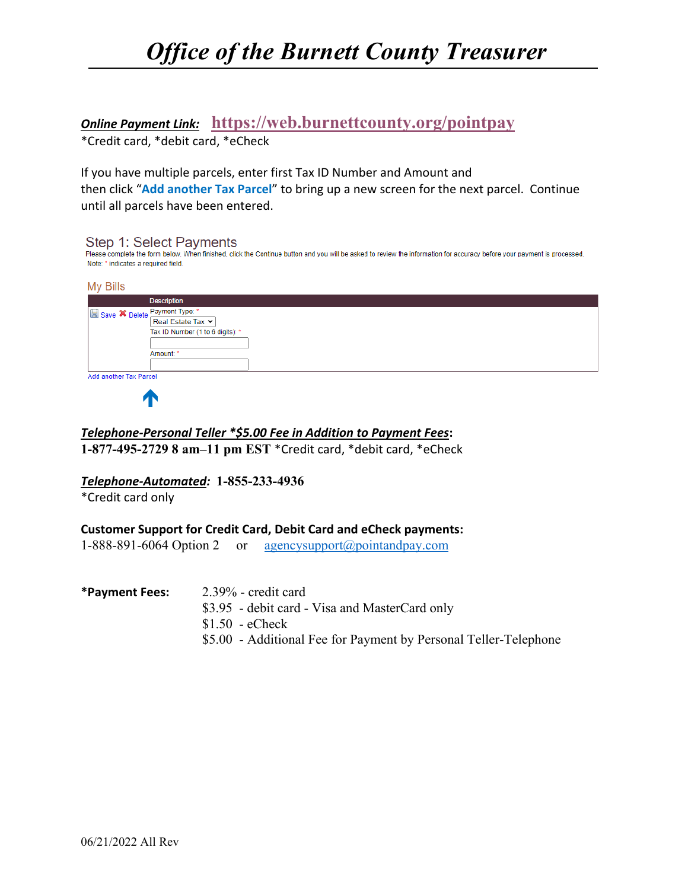# *Office of the Burnett County Treasurer*

***Online Payment Link:*** **https://web.burnettcounty.org/pointpay**
*Credit card, *debit card, *eCheck

If you have multiple parcels, enter first Tax ID Number and Amount and then click "**Add another Tax Parcel**" to bring up a new screen for the next parcel. Continue until all parcels have been entered.

Step 1: Select Payments
Please complete the form below. When finished, click the Continue button and you will be asked to review the information for accuracy before your payment is processed.
Note: * indicates a required field.

My Bills

Description
Save Delete
Payment Type: *
Real Estate Tax
Tax ID Number (1 to 6 digits): *
Amount: *

Add another Tax Parcel

***Telephone-Personal Teller *$5.00 Fee in Addition to Payment Fees*:**
**1-877-495-2729 8 am–11 pm EST** *Credit card, *debit card, *eCheck

***Telephone-Automated:*** **1-855-233-4936**
*Credit card only

**Customer Support for Credit Card, Debit Card and eCheck payments:**
1-888-891-6064 Option 2 or agencysupport@pointandpay.com

| | |
|---|---|
| ***Payment Fees:** | 2.39% - credit card |
| | $3.95 - debit card - Visa and MasterCard only |
| | $1.50 - eCheck |
| | $5.00 - Additional Fee for Payment by Personal Teller-Telephone |

06/21/2022 All Rev